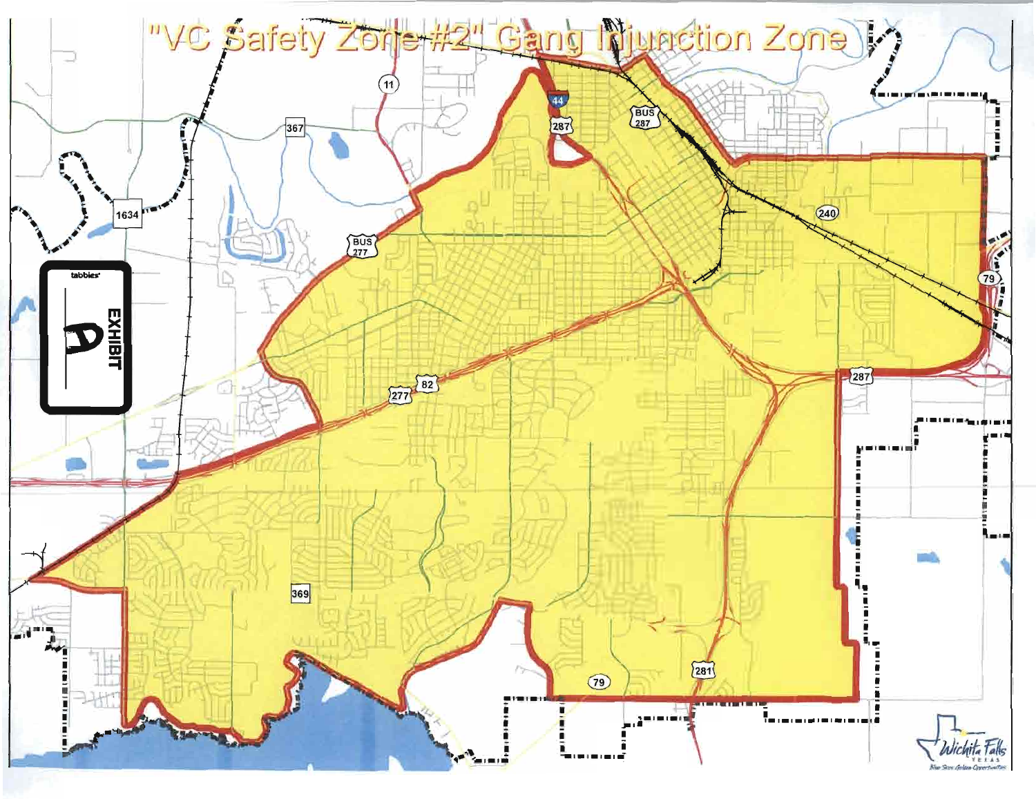# "VC Safety Zone #2" Gang Injunction Zone

EXHIBIT A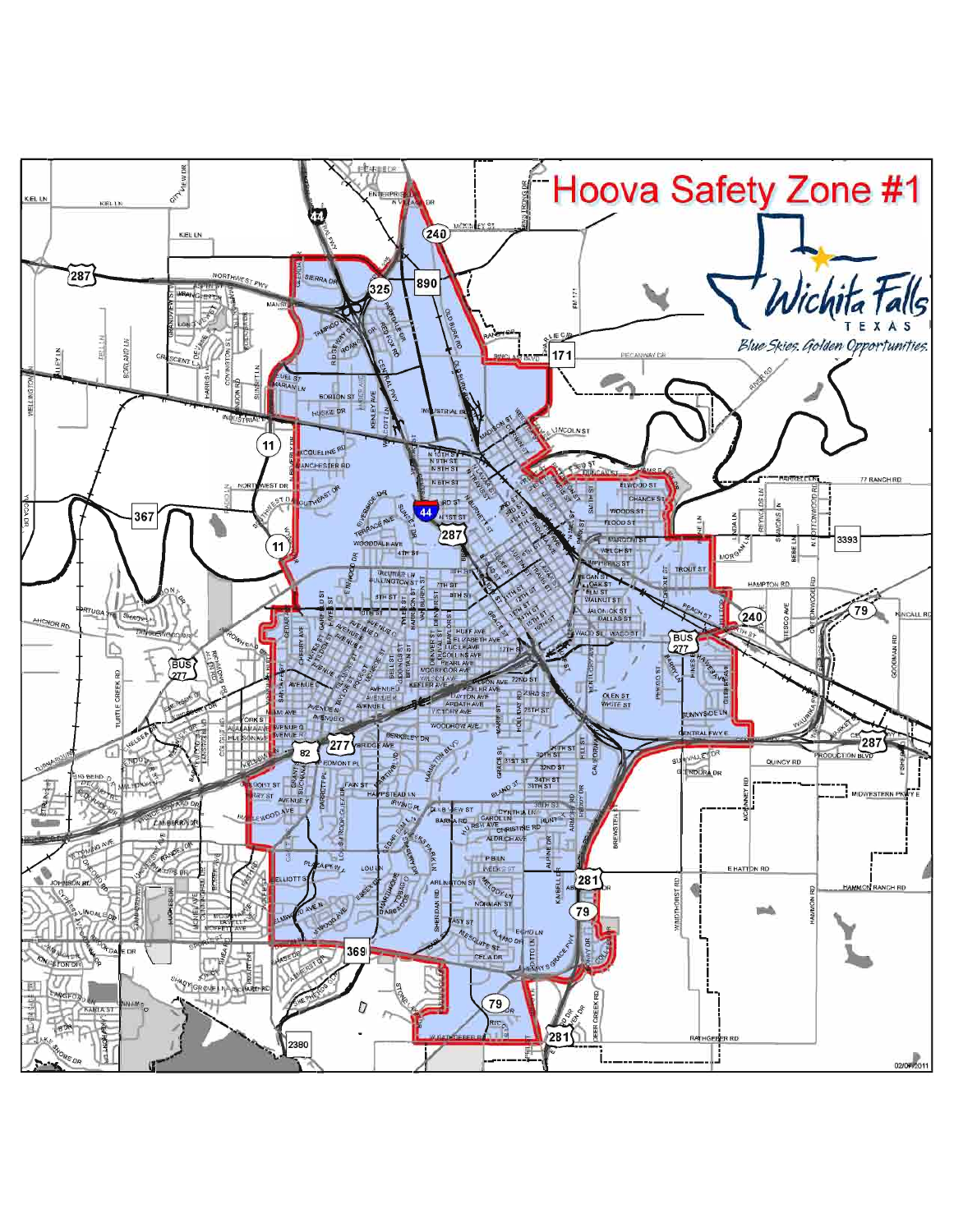# Hoova Safety Zone #1

Wichita Falls TEXAS

*Blue Skies. Golden Opportunities.*

02/07/2011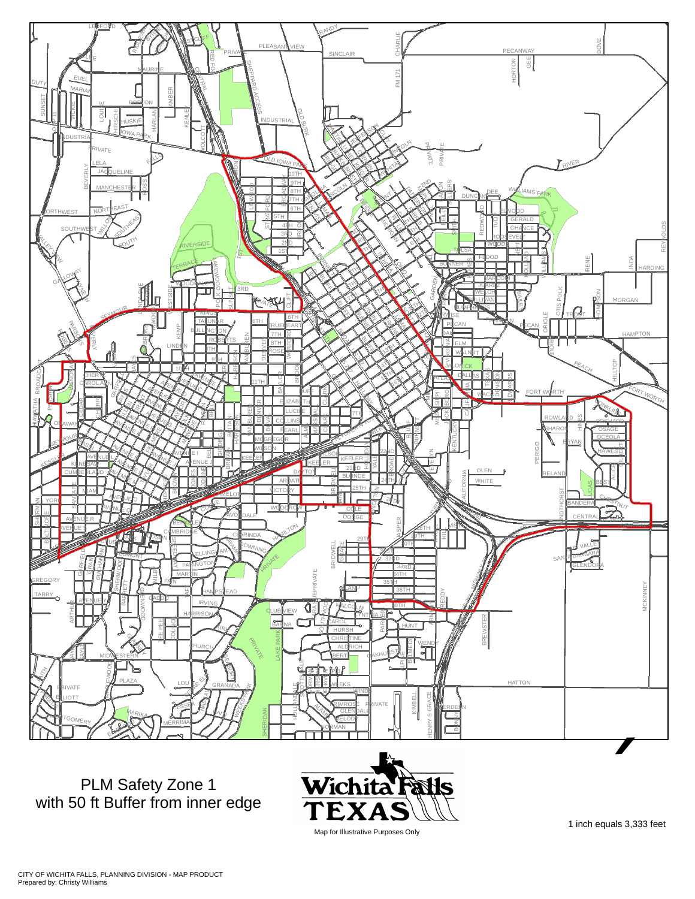PLM Safety Zone 1
with 50 ft Buffer from inner edge

Wichita Falls
TEXAS

Map for Illustrative Purposes Only

1 inch equals 3,333 feet

CITY OF WICHITA FALLS, PLANNING DIVISION - MAP PRODUCT
Prepared by: Christy Williams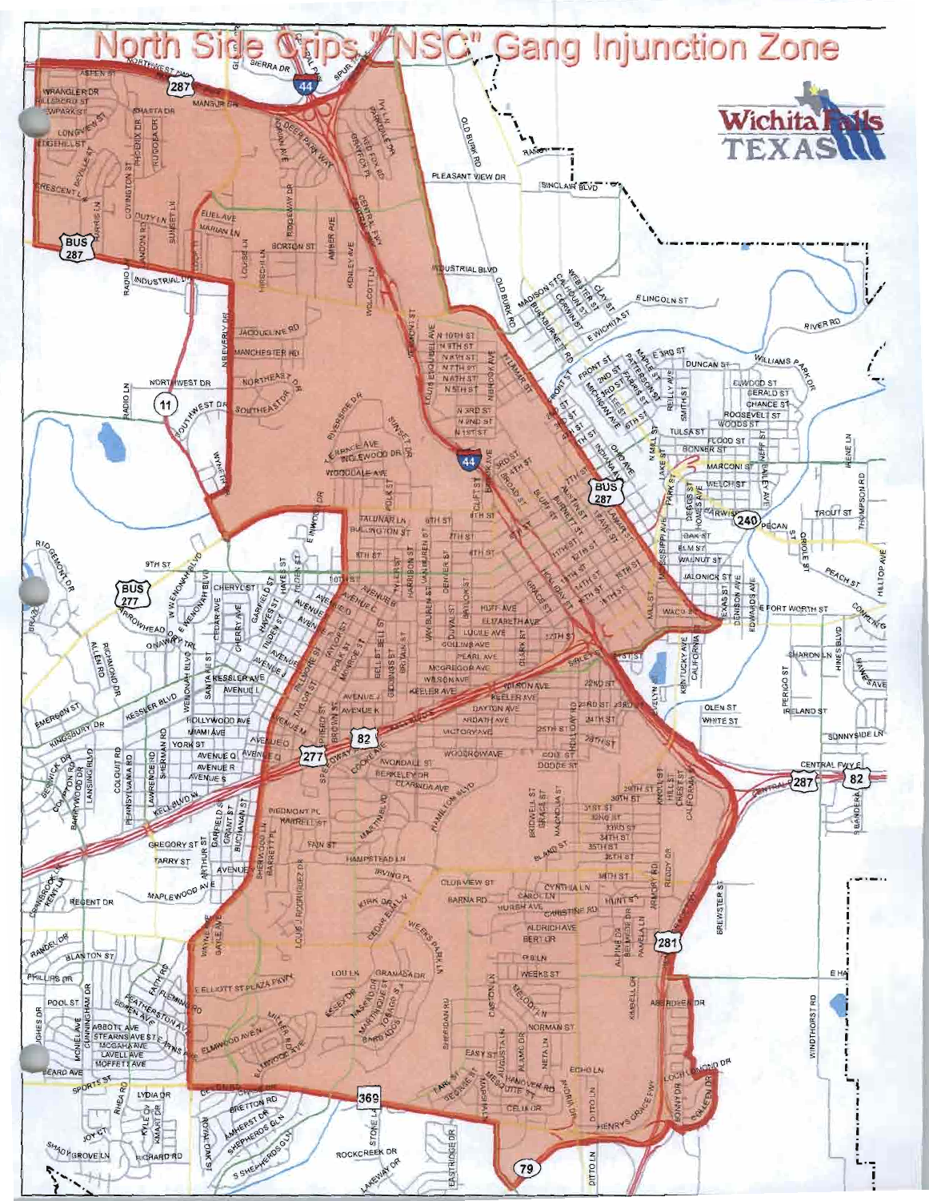# North Side Crips "NSC" Gang Injunction Zone

Wichita Falls TEXAS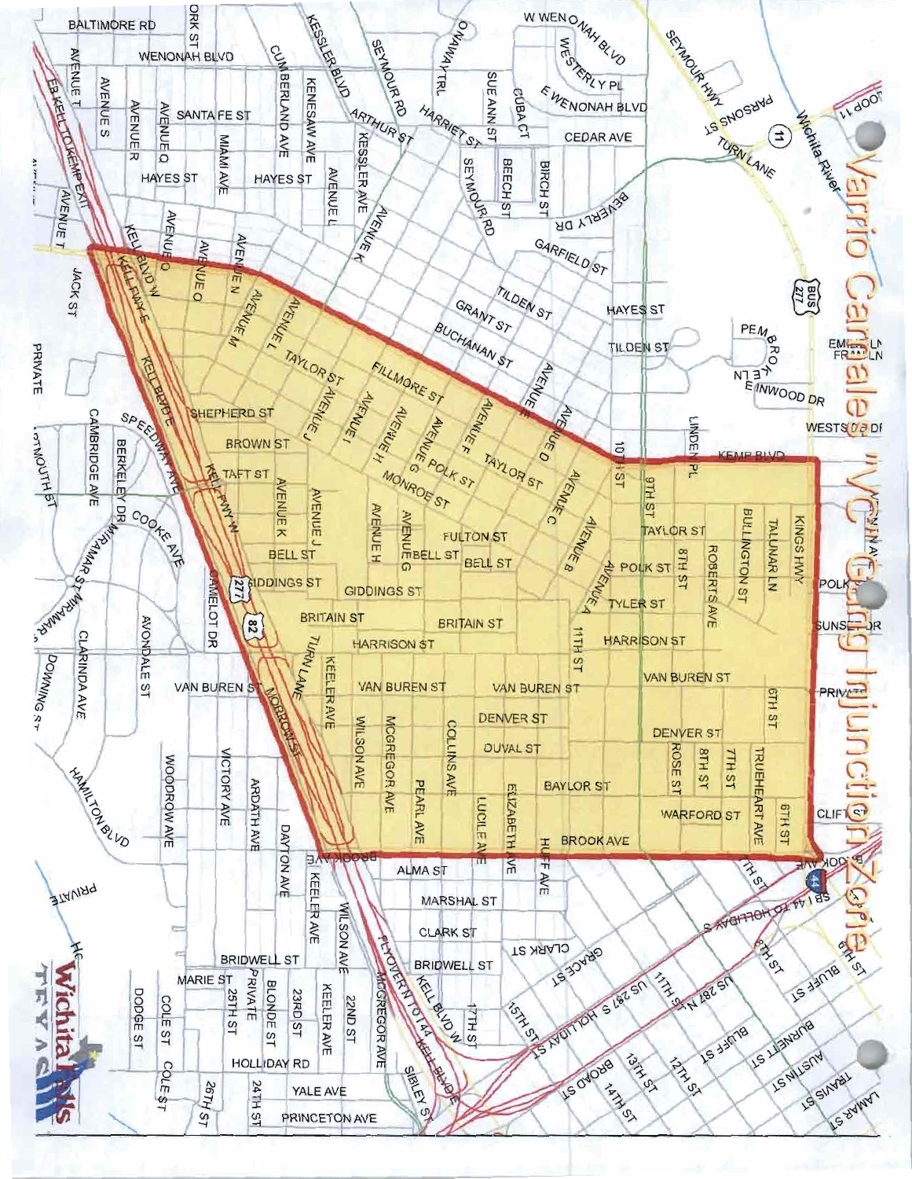# Varrio Carnales "VC" Gang Injunction Zone

Wichita Falls TEXAS